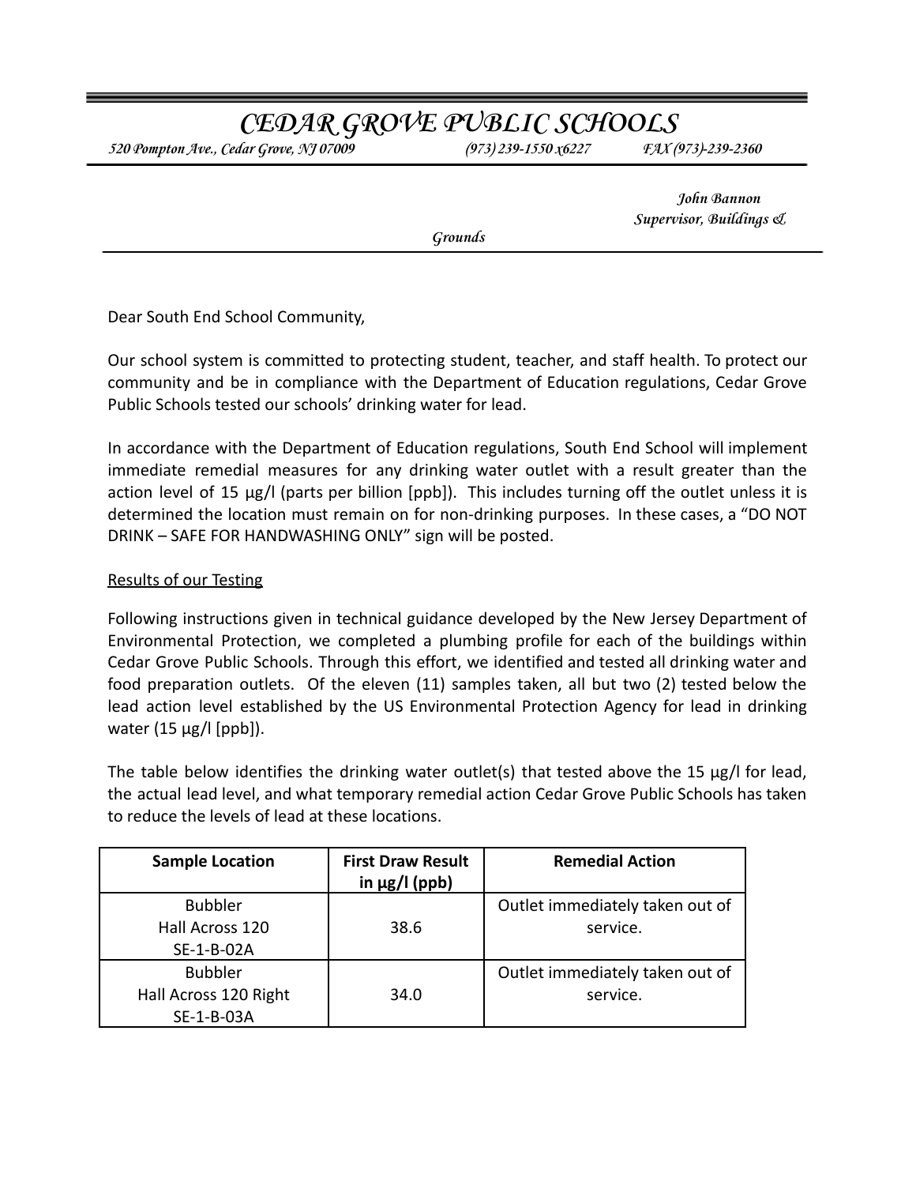# *CEDAR GROVE PUBLIC SCHOOLS*

*520 Pompton Ave., Cedar Grove, NJ 07009 (973) 239-1550 x6227 FAX (973)-239-2360*

*John Bannon*
*Supervisor, Buildings & Grounds*

---

Dear South End School Community,

Our school system is committed to protecting student, teacher, and staff health. To protect our community and be in compliance with the Department of Education regulations, Cedar Grove Public Schools tested our schools' drinking water for lead.

In accordance with the Department of Education regulations, South End School will implement immediate remedial measures for any drinking water outlet with a result greater than the action level of 15 µg/l (parts per billion [ppb]). This includes turning off the outlet unless it is determined the location must remain on for non-drinking purposes. In these cases, a "DO NOT DRINK – SAFE FOR HANDWASHING ONLY" sign will be posted.

<u>Results of our Testing</u>

Following instructions given in technical guidance developed by the New Jersey Department of Environmental Protection, we completed a plumbing profile for each of the buildings within Cedar Grove Public Schools. Through this effort, we identified and tested all drinking water and food preparation outlets. Of the eleven (11) samples taken, all but two (2) tested below the lead action level established by the US Environmental Protection Agency for lead in drinking water (15 µg/l [ppb]).

The table below identifies the drinking water outlet(s) that tested above the 15 µg/l for lead, the actual lead level, and what temporary remedial action Cedar Grove Public Schools has taken to reduce the levels of lead at these locations.

| Sample Location | First Draw Result in µg/l (ppb) | Remedial Action |
|---|---|---|
| Bubbler<br>Hall Across 120<br>SE-1-B-02A | 38.6 | Outlet immediately taken out of service. |
| Bubbler<br>Hall Across 120 Right<br>SE-1-B-03A | 34.0 | Outlet immediately taken out of service. |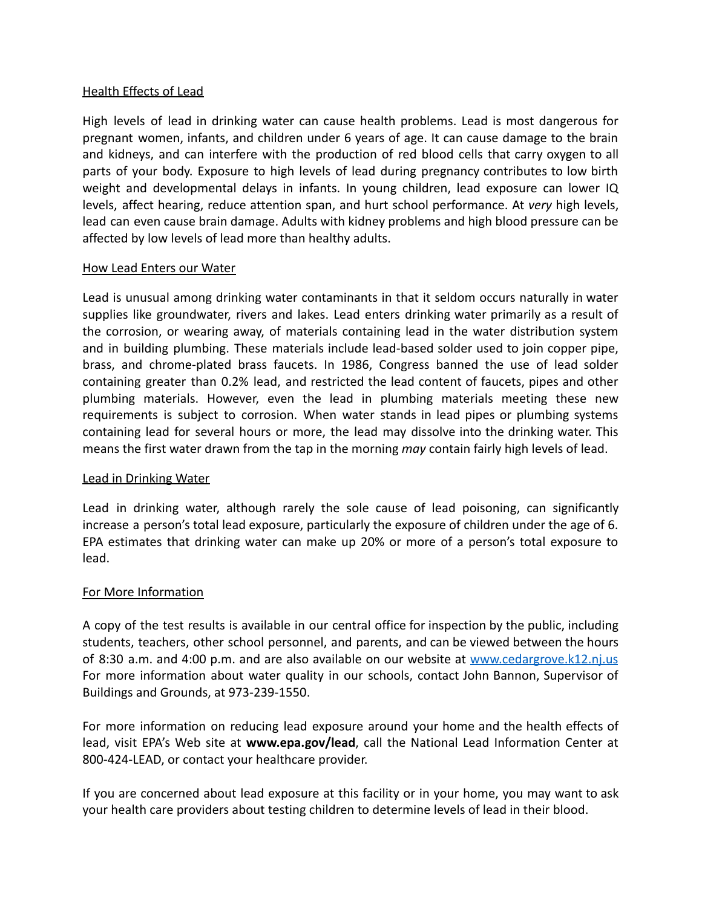## Health Effects of Lead

High levels of lead in drinking water can cause health problems. Lead is most dangerous for pregnant women, infants, and children under 6 years of age. It can cause damage to the brain and kidneys, and can interfere with the production of red blood cells that carry oxygen to all parts of your body. Exposure to high levels of lead during pregnancy contributes to low birth weight and developmental delays in infants. In young children, lead exposure can lower IQ levels, affect hearing, reduce attention span, and hurt school performance. At *very* high levels, lead can even cause brain damage. Adults with kidney problems and high blood pressure can be affected by low levels of lead more than healthy adults.

## How Lead Enters our Water

Lead is unusual among drinking water contaminants in that it seldom occurs naturally in water supplies like groundwater, rivers and lakes. Lead enters drinking water primarily as a result of the corrosion, or wearing away, of materials containing lead in the water distribution system and in building plumbing. These materials include lead-based solder used to join copper pipe, brass, and chrome-plated brass faucets. In 1986, Congress banned the use of lead solder containing greater than 0.2% lead, and restricted the lead content of faucets, pipes and other plumbing materials. However, even the lead in plumbing materials meeting these new requirements is subject to corrosion. When water stands in lead pipes or plumbing systems containing lead for several hours or more, the lead may dissolve into the drinking water. This means the first water drawn from the tap in the morning *may* contain fairly high levels of lead.

## Lead in Drinking Water

Lead in drinking water, although rarely the sole cause of lead poisoning, can significantly increase a person's total lead exposure, particularly the exposure of children under the age of 6. EPA estimates that drinking water can make up 20% or more of a person's total exposure to lead.

## For More Information

A copy of the test results is available in our central office for inspection by the public, including students, teachers, other school personnel, and parents, and can be viewed between the hours of 8:30 a.m. and 4:00 p.m. and are also available on our website at [www.cedargrove.k12.nj.us](http://www.cedargrove.k12.nj.us) For more information about water quality in our schools, contact John Bannon, Supervisor of Buildings and Grounds, at 973-239-1550.

For more information on reducing lead exposure around your home and the health effects of lead, visit EPA's Web site at **www.epa.gov/lead**, call the National Lead Information Center at 800-424-LEAD, or contact your healthcare provider.

If you are concerned about lead exposure at this facility or in your home, you may want to ask your health care providers about testing children to determine levels of lead in their blood.